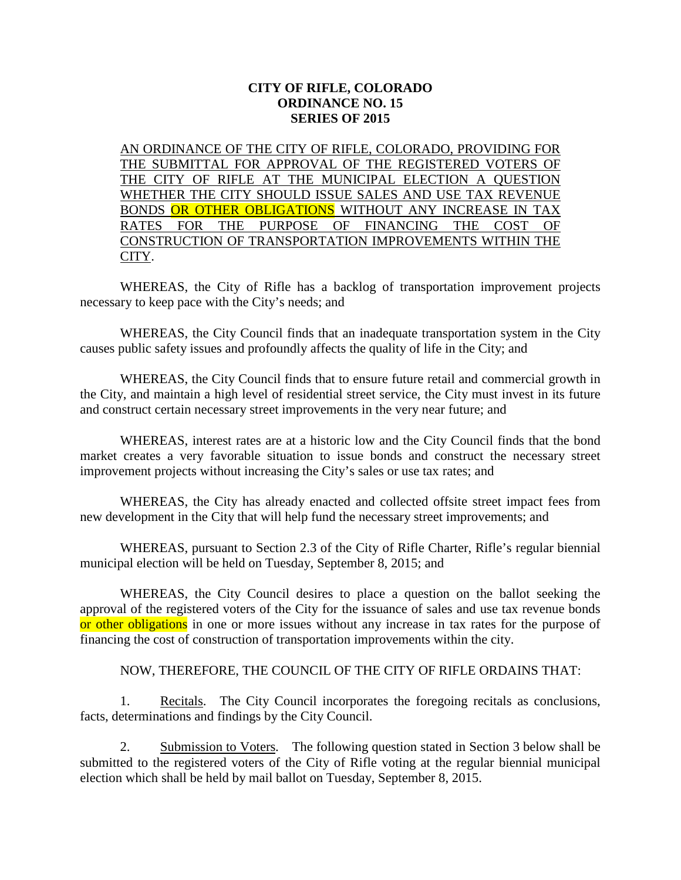**CITY OF RIFLE, COLORADO**
**ORDINANCE NO. 15**
**SERIES OF 2015**

AN ORDINANCE OF THE CITY OF RIFLE, COLORADO, PROVIDING FOR THE SUBMITTAL FOR APPROVAL OF THE REGISTERED VOTERS OF THE CITY OF RIFLE AT THE MUNICIPAL ELECTION A QUESTION WHETHER THE CITY SHOULD ISSUE SALES AND USE TAX REVENUE BONDS OR OTHER OBLIGATIONS WITHOUT ANY INCREASE IN TAX RATES FOR THE PURPOSE OF FINANCING THE COST OF CONSTRUCTION OF TRANSPORTATION IMPROVEMENTS WITHIN THE CITY.

WHEREAS, the City of Rifle has a backlog of transportation improvement projects necessary to keep pace with the City's needs; and

WHEREAS, the City Council finds that an inadequate transportation system in the City causes public safety issues and profoundly affects the quality of life in the City; and

WHEREAS, the City Council finds that to ensure future retail and commercial growth in the City, and maintain a high level of residential street service, the City must invest in its future and construct certain necessary street improvements in the very near future; and

WHEREAS, interest rates are at a historic low and the City Council finds that the bond market creates a very favorable situation to issue bonds and construct the necessary street improvement projects without increasing the City's sales or use tax rates; and

WHEREAS, the City has already enacted and collected offsite street impact fees from new development in the City that will help fund the necessary street improvements; and

WHEREAS, pursuant to Section 2.3 of the City of Rifle Charter, Rifle's regular biennial municipal election will be held on Tuesday, September 8, 2015; and

WHEREAS, the City Council desires to place a question on the ballot seeking the approval of the registered voters of the City for the issuance of sales and use tax revenue bonds or other obligations in one or more issues without any increase in tax rates for the purpose of financing the cost of construction of transportation improvements within the city.

NOW, THEREFORE, THE COUNCIL OF THE CITY OF RIFLE ORDAINS THAT:

1. Recitals. The City Council incorporates the foregoing recitals as conclusions, facts, determinations and findings by the City Council.

2. Submission to Voters. The following question stated in Section 3 below shall be submitted to the registered voters of the City of Rifle voting at the regular biennial municipal election which shall be held by mail ballot on Tuesday, September 8, 2015.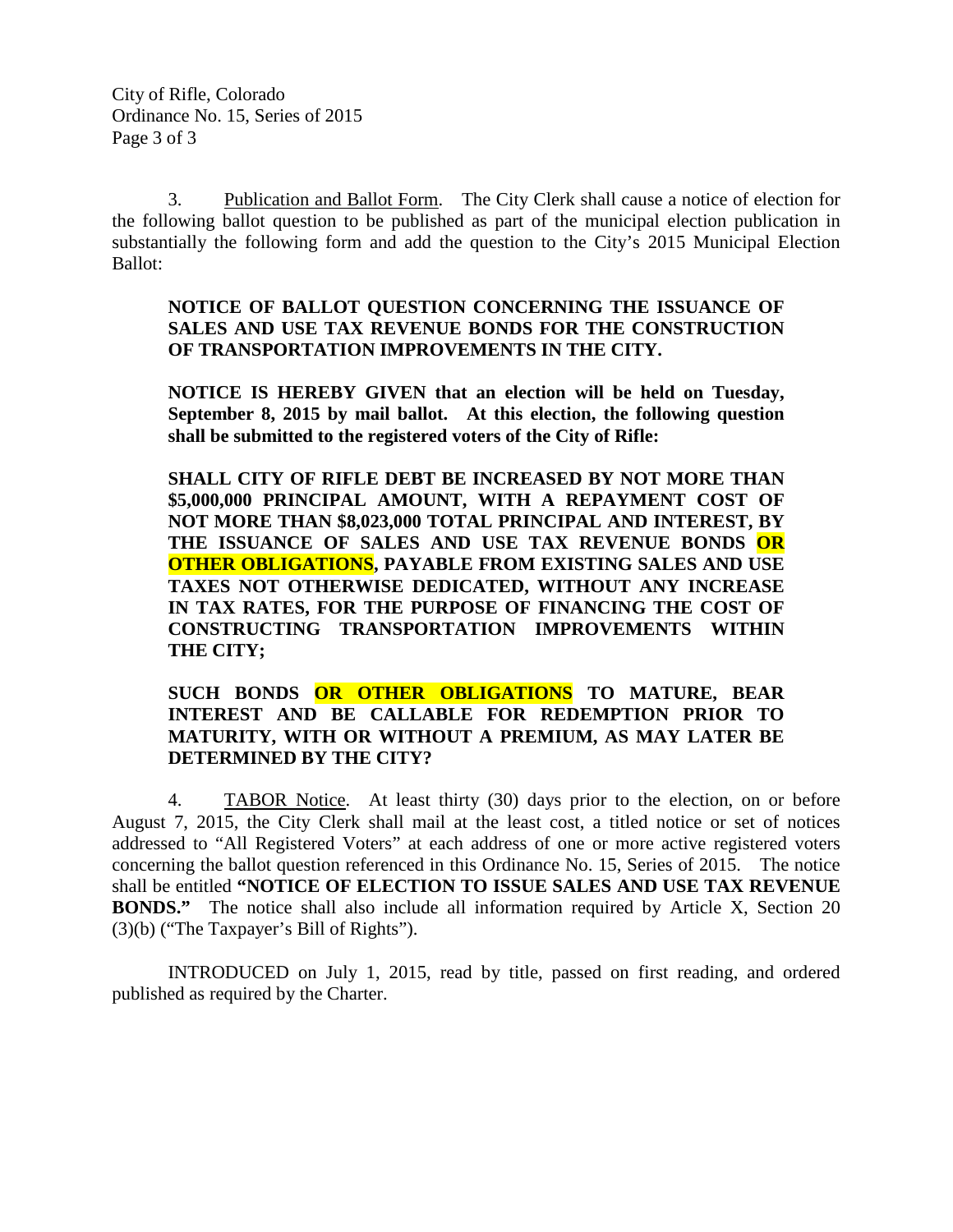3. Publication and Ballot Form. The City Clerk shall cause a notice of election for the following ballot question to be published as part of the municipal election publication in substantially the following form and add the question to the City's 2015 Municipal Election Ballot:

> **NOTICE OF BALLOT QUESTION CONCERNING THE ISSUANCE OF SALES AND USE TAX REVENUE BONDS FOR THE CONSTRUCTION OF TRANSPORTATION IMPROVEMENTS IN THE CITY.**
>
> **NOTICE IS HEREBY GIVEN that an election will be held on Tuesday, September 8, 2015 by mail ballot. At this election, the following question shall be submitted to the registered voters of the City of Rifle:**
>
> **SHALL CITY OF RIFLE DEBT BE INCREASED BY NOT MORE THAN $5,000,000 PRINCIPAL AMOUNT, WITH A REPAYMENT COST OF NOT MORE THAN $8,023,000 TOTAL PRINCIPAL AND INTEREST, BY THE ISSUANCE OF SALES AND USE TAX REVENUE BONDS OR OTHER OBLIGATIONS, PAYABLE FROM EXISTING SALES AND USE TAXES NOT OTHERWISE DEDICATED, WITHOUT ANY INCREASE IN TAX RATES, FOR THE PURPOSE OF FINANCING THE COST OF CONSTRUCTING TRANSPORTATION IMPROVEMENTS WITHIN THE CITY;**
>
> **SUCH BONDS OR OTHER OBLIGATIONS TO MATURE, BEAR INTEREST AND BE CALLABLE FOR REDEMPTION PRIOR TO MATURITY, WITH OR WITHOUT A PREMIUM, AS MAY LATER BE DETERMINED BY THE CITY?**

4. TABOR Notice. At least thirty (30) days prior to the election, on or before August 7, 2015, the City Clerk shall mail at the least cost, a titled notice or set of notices addressed to "All Registered Voters" at each address of one or more active registered voters concerning the ballot question referenced in this Ordinance No. 15, Series of 2015. The notice shall be entitled **"NOTICE OF ELECTION TO ISSUE SALES AND USE TAX REVENUE BONDS."** The notice shall also include all information required by Article X, Section 20 (3)(b) ("The Taxpayer's Bill of Rights").

INTRODUCED on July 1, 2015, read by title, passed on first reading, and ordered published as required by the Charter.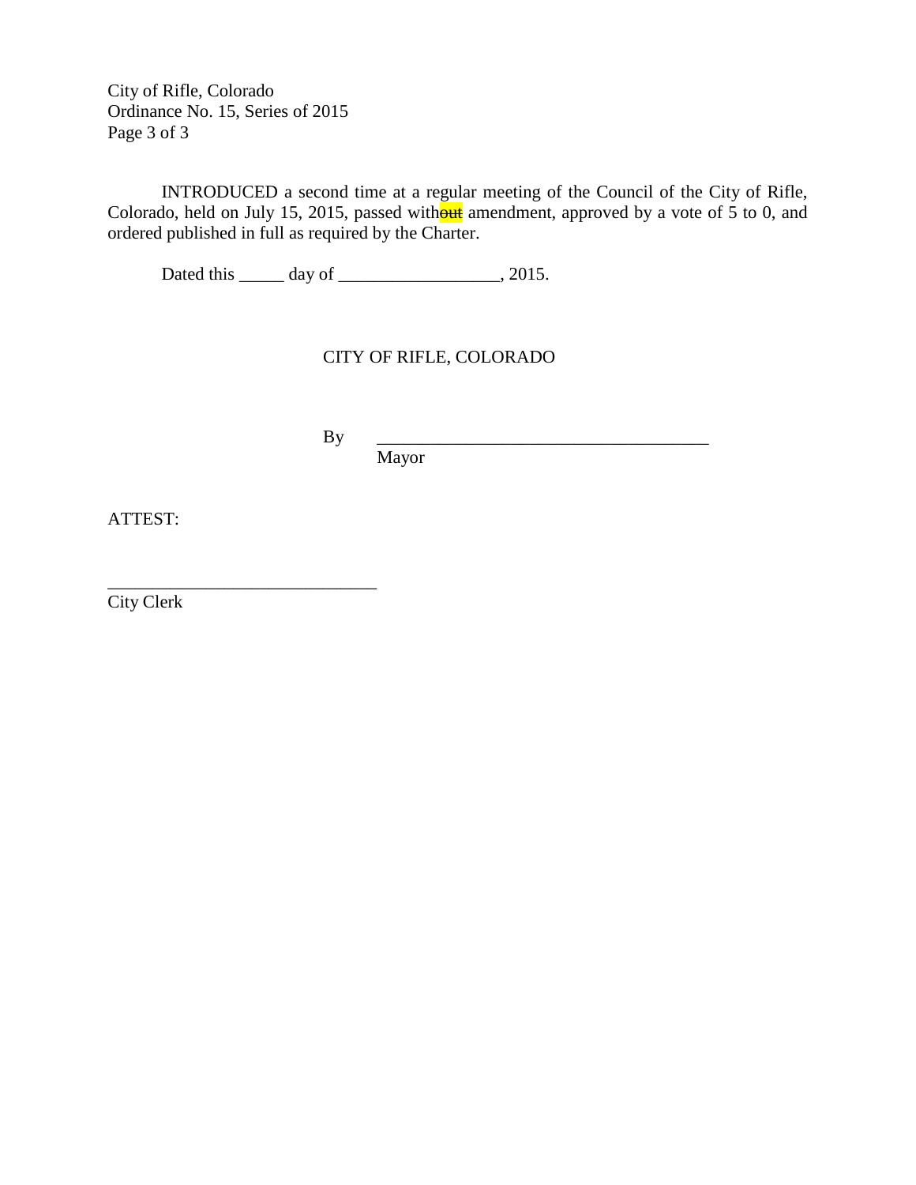INTRODUCED a second time at a regular meeting of the Council of the City of Rifle, Colorado, held on July 15, 2015, passed with~~out~~ amendment, approved by a vote of 5 to 0, and ordered published in full as required by the Charter.

Dated this _____ day of __________________, 2015.

CITY OF RIFLE, COLORADO

By ______________________________________
Mayor

ATTEST:

______________________________
City Clerk